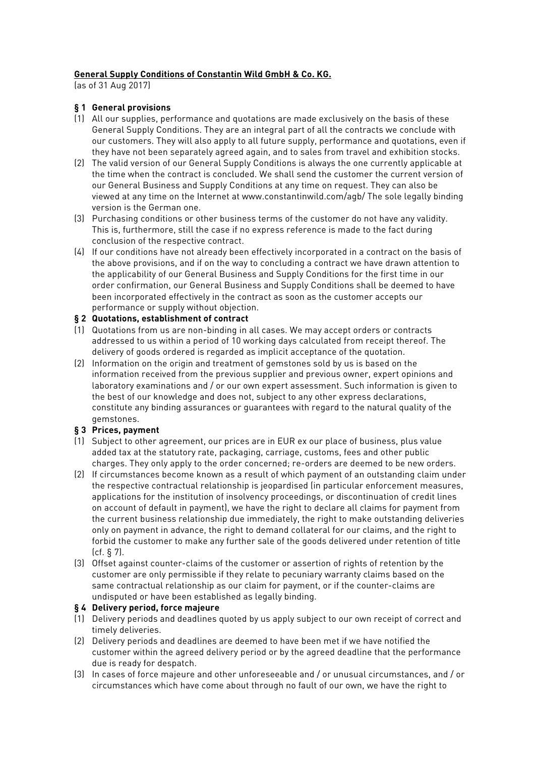**General Supply Conditions of Constantin Wild GmbH & Co. KG.**

(as of 31 Aug 2017)

**§ 1 General provisions**

(1) All our supplies, performance and quotations are made exclusively on the basis of these General Supply Conditions. They are an integral part of all the contracts we conclude with our customers. They will also apply to all future supply, performance and quotations, even if they have not been separately agreed again, and to sales from travel and exhibition stocks.

(2) The valid version of our General Supply Conditions is always the one currently applicable at the time when the contract is concluded. We shall send the customer the current version of our General Business and Supply Conditions at any time on request. They can also be viewed at any time on the Internet at www.constantinwild.com/agb/ The sole legally binding version is the German one.

(3) Purchasing conditions or other business terms of the customer do not have any validity. This is, furthermore, still the case if no express reference is made to the fact during conclusion of the respective contract.

(4) If our conditions have not already been effectively incorporated in a contract on the basis of the above provisions, and if on the way to concluding a contract we have drawn attention to the applicability of our General Business and Supply Conditions for the first time in our order confirmation, our General Business and Supply Conditions shall be deemed to have been incorporated effectively in the contract as soon as the customer accepts our performance or supply without objection.

**§ 2 Quotations, establishment of contract**

(1) Quotations from us are non-binding in all cases. We may accept orders or contracts addressed to us within a period of 10 working days calculated from receipt thereof. The delivery of goods ordered is regarded as implicit acceptance of the quotation.

(2) Information on the origin and treatment of gemstones sold by us is based on the information received from the previous supplier and previous owner, expert opinions and laboratory examinations and / or our own expert assessment. Such information is given to the best of our knowledge and does not, subject to any other express declarations, constitute any binding assurances or guarantees with regard to the natural quality of the gemstones.

**§ 3 Prices, payment**

(1) Subject to other agreement, our prices are in EUR ex our place of business, plus value added tax at the statutory rate, packaging, carriage, customs, fees and other public charges. They only apply to the order concerned; re-orders are deemed to be new orders.

(2) If circumstances become known as a result of which payment of an outstanding claim under the respective contractual relationship is jeopardised (in particular enforcement measures, applications for the institution of insolvency proceedings, or discontinuation of credit lines on account of default in payment), we have the right to declare all claims for payment from the current business relationship due immediately, the right to make outstanding deliveries only on payment in advance, the right to demand collateral for our claims, and the right to forbid the customer to make any further sale of the goods delivered under retention of title (cf. § 7).

(3) Offset against counter-claims of the customer or assertion of rights of retention by the customer are only permissible if they relate to pecuniary warranty claims based on the same contractual relationship as our claim for payment, or if the counter-claims are undisputed or have been established as legally binding.

**§ 4 Delivery period, force majeure**

(1) Delivery periods and deadlines quoted by us apply subject to our own receipt of correct and timely deliveries.

(2) Delivery periods and deadlines are deemed to have been met if we have notified the customer within the agreed delivery period or by the agreed deadline that the performance due is ready for despatch.

(3) In cases of force majeure and other unforeseeable and / or unusual circumstances, and / or circumstances which have come about through no fault of our own, we have the right to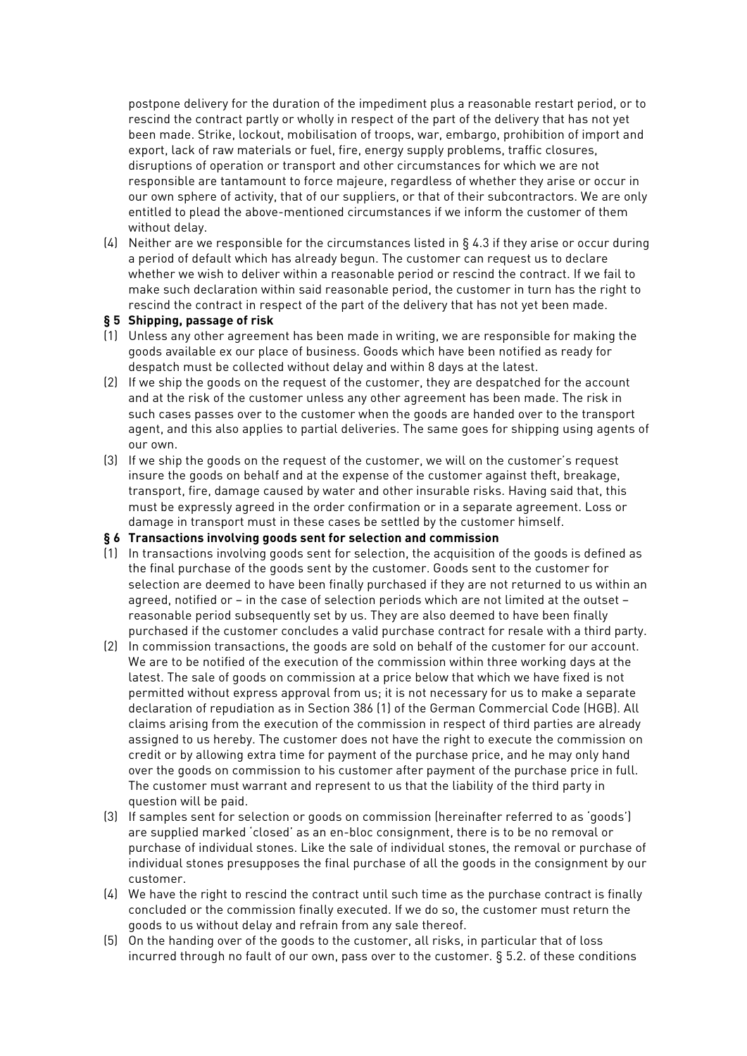postpone delivery for the duration of the impediment plus a reasonable restart period, or to rescind the contract partly or wholly in respect of the part of the delivery that has not yet been made. Strike, lockout, mobilisation of troops, war, embargo, prohibition of import and export, lack of raw materials or fuel, fire, energy supply problems, traffic closures, disruptions of operation or transport and other circumstances for which we are not responsible are tantamount to force majeure, regardless of whether they arise or occur in our own sphere of activity, that of our suppliers, or that of their subcontractors. We are only entitled to plead the above-mentioned circumstances if we inform the customer of them without delay.

(4) Neither are we responsible for the circumstances listed in § 4.3 if they arise or occur during a period of default which has already begun. The customer can request us to declare whether we wish to deliver within a reasonable period or rescind the contract. If we fail to make such declaration within said reasonable period, the customer in turn has the right to rescind the contract in respect of the part of the delivery that has not yet been made.

**§ 5 Shipping, passage of risk**

(1) Unless any other agreement has been made in writing, we are responsible for making the goods available ex our place of business. Goods which have been notified as ready for despatch must be collected without delay and within 8 days at the latest.

(2) If we ship the goods on the request of the customer, they are despatched for the account and at the risk of the customer unless any other agreement has been made. The risk in such cases passes over to the customer when the goods are handed over to the transport agent, and this also applies to partial deliveries. The same goes for shipping using agents of our own.

(3) If we ship the goods on the request of the customer, we will on the customer's request insure the goods on behalf and at the expense of the customer against theft, breakage, transport, fire, damage caused by water and other insurable risks. Having said that, this must be expressly agreed in the order confirmation or in a separate agreement. Loss or damage in transport must in these cases be settled by the customer himself.

**§ 6 Transactions involving goods sent for selection and commission**

(1) In transactions involving goods sent for selection, the acquisition of the goods is defined as the final purchase of the goods sent by the customer. Goods sent to the customer for selection are deemed to have been finally purchased if they are not returned to us within an agreed, notified or – in the case of selection periods which are not limited at the outset – reasonable period subsequently set by us. They are also deemed to have been finally purchased if the customer concludes a valid purchase contract for resale with a third party.

(2) In commission transactions, the goods are sold on behalf of the customer for our account. We are to be notified of the execution of the commission within three working days at the latest. The sale of goods on commission at a price below that which we have fixed is not permitted without express approval from us; it is not necessary for us to make a separate declaration of repudiation as in Section 386 (1) of the German Commercial Code (HGB). All claims arising from the execution of the commission in respect of third parties are already assigned to us hereby. The customer does not have the right to execute the commission on credit or by allowing extra time for payment of the purchase price, and he may only hand over the goods on commission to his customer after payment of the purchase price in full. The customer must warrant and represent to us that the liability of the third party in question will be paid.

(3) If samples sent for selection or goods on commission (hereinafter referred to as 'goods') are supplied marked 'closed' as an en-bloc consignment, there is to be no removal or purchase of individual stones. Like the sale of individual stones, the removal or purchase of individual stones presupposes the final purchase of all the goods in the consignment by our customer.

(4) We have the right to rescind the contract until such time as the purchase contract is finally concluded or the commission finally executed. If we do so, the customer must return the goods to us without delay and refrain from any sale thereof.

(5) On the handing over of the goods to the customer, all risks, in particular that of loss incurred through no fault of our own, pass over to the customer. § 5.2. of these conditions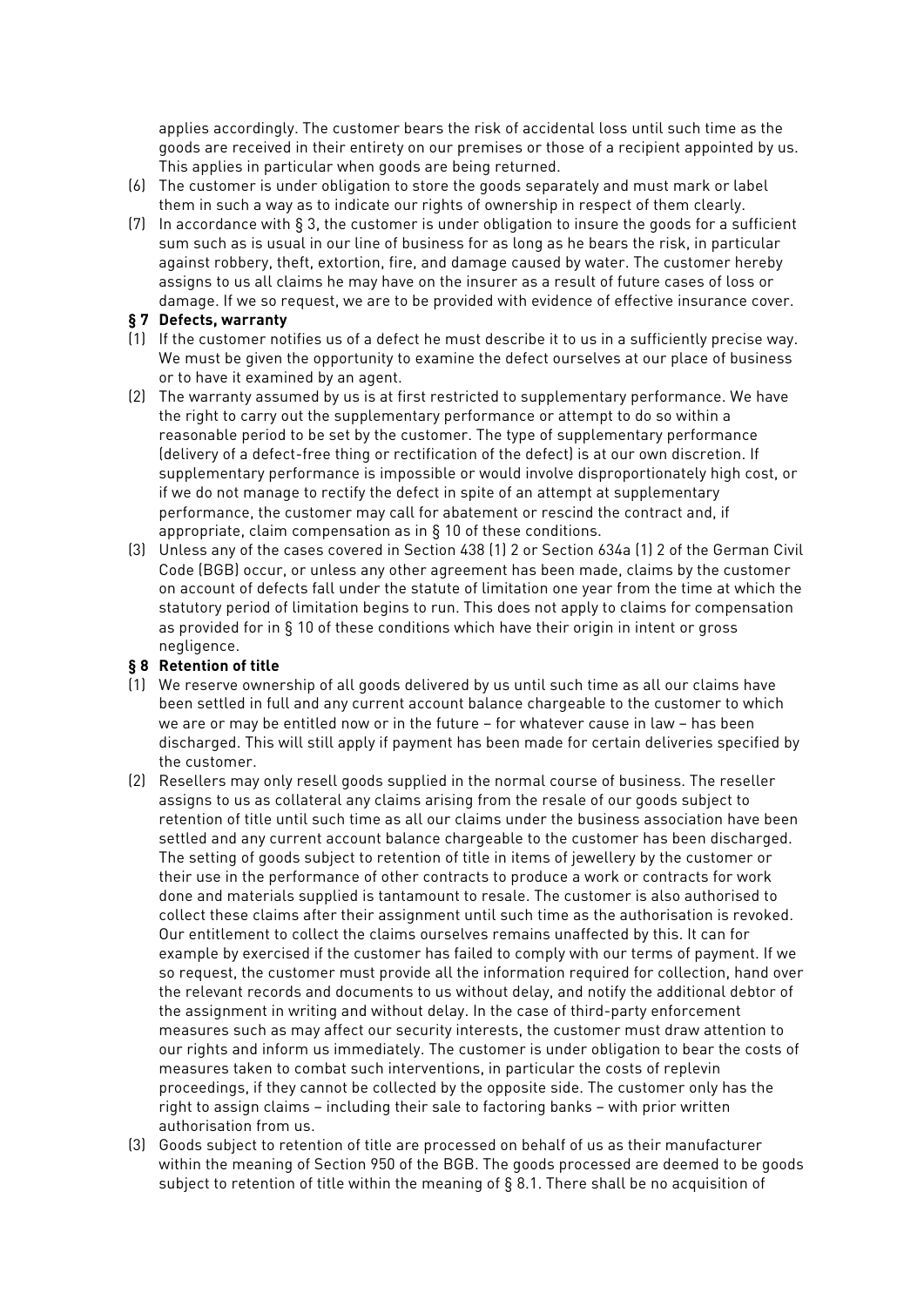applies accordingly. The customer bears the risk of accidental loss until such time as the goods are received in their entirety on our premises or those of a recipient appointed by us. This applies in particular when goods are being returned.

(6) The customer is under obligation to store the goods separately and must mark or label them in such a way as to indicate our rights of ownership in respect of them clearly.

(7) In accordance with § 3, the customer is under obligation to insure the goods for a sufficient sum such as is usual in our line of business for as long as he bears the risk, in particular against robbery, theft, extortion, fire, and damage caused by water. The customer hereby assigns to us all claims he may have on the insurer as a result of future cases of loss or damage. If we so request, we are to be provided with evidence of effective insurance cover.

**§ 7 Defects, warranty**

(1) If the customer notifies us of a defect he must describe it to us in a sufficiently precise way. We must be given the opportunity to examine the defect ourselves at our place of business or to have it examined by an agent.

(2) The warranty assumed by us is at first restricted to supplementary performance. We have the right to carry out the supplementary performance or attempt to do so within a reasonable period to be set by the customer. The type of supplementary performance (delivery of a defect-free thing or rectification of the defect) is at our own discretion. If supplementary performance is impossible or would involve disproportionately high cost, or if we do not manage to rectify the defect in spite of an attempt at supplementary performance, the customer may call for abatement or rescind the contract and, if appropriate, claim compensation as in § 10 of these conditions.

(3) Unless any of the cases covered in Section 438 (1) 2 or Section 634a (1) 2 of the German Civil Code (BGB) occur, or unless any other agreement has been made, claims by the customer on account of defects fall under the statute of limitation one year from the time at which the statutory period of limitation begins to run. This does not apply to claims for compensation as provided for in § 10 of these conditions which have their origin in intent or gross negligence.

**§ 8 Retention of title**

(1) We reserve ownership of all goods delivered by us until such time as all our claims have been settled in full and any current account balance chargeable to the customer to which we are or may be entitled now or in the future – for whatever cause in law – has been discharged. This will still apply if payment has been made for certain deliveries specified by the customer.

(2) Resellers may only resell goods supplied in the normal course of business. The reseller assigns to us as collateral any claims arising from the resale of our goods subject to retention of title until such time as all our claims under the business association have been settled and any current account balance chargeable to the customer has been discharged. The setting of goods subject to retention of title in items of jewellery by the customer or their use in the performance of other contracts to produce a work or contracts for work done and materials supplied is tantamount to resale. The customer is also authorised to collect these claims after their assignment until such time as the authorisation is revoked. Our entitlement to collect the claims ourselves remains unaffected by this. It can for example by exercised if the customer has failed to comply with our terms of payment. If we so request, the customer must provide all the information required for collection, hand over the relevant records and documents to us without delay, and notify the additional debtor of the assignment in writing and without delay. In the case of third-party enforcement measures such as may affect our security interests, the customer must draw attention to our rights and inform us immediately. The customer is under obligation to bear the costs of measures taken to combat such interventions, in particular the costs of replevin proceedings, if they cannot be collected by the opposite side. The customer only has the right to assign claims – including their sale to factoring banks – with prior written authorisation from us.

(3) Goods subject to retention of title are processed on behalf of us as their manufacturer within the meaning of Section 950 of the BGB. The goods processed are deemed to be goods subject to retention of title within the meaning of § 8.1. There shall be no acquisition of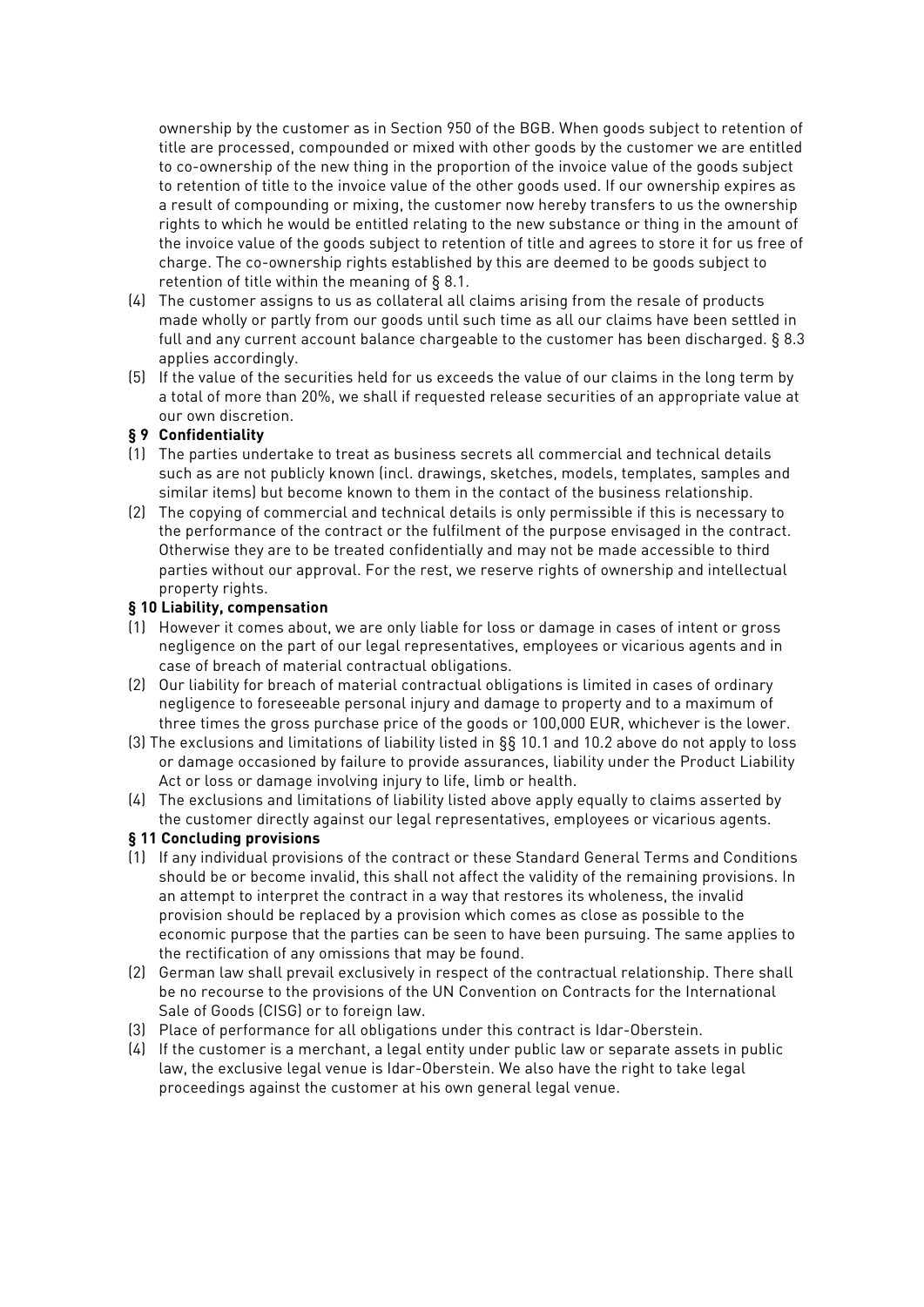ownership by the customer as in Section 950 of the BGB. When goods subject to retention of title are processed, compounded or mixed with other goods by the customer we are entitled to co-ownership of the new thing in the proportion of the invoice value of the goods subject to retention of title to the invoice value of the other goods used. If our ownership expires as a result of compounding or mixing, the customer now hereby transfers to us the ownership rights to which he would be entitled relating to the new substance or thing in the amount of the invoice value of the goods subject to retention of title and agrees to store it for us free of charge. The co-ownership rights established by this are deemed to be goods subject to retention of title within the meaning of § 8.1.

(4) The customer assigns to us as collateral all claims arising from the resale of products made wholly or partly from our goods until such time as all our claims have been settled in full and any current account balance chargeable to the customer has been discharged. § 8.3 applies accordingly.

(5) If the value of the securities held for us exceeds the value of our claims in the long term by a total of more than 20%, we shall if requested release securities of an appropriate value at our own discretion.

**§ 9 Confidentiality**

(1) The parties undertake to treat as business secrets all commercial and technical details such as are not publicly known (incl. drawings, sketches, models, templates, samples and similar items) but become known to them in the contact of the business relationship.

(2) The copying of commercial and technical details is only permissible if this is necessary to the performance of the contract or the fulfilment of the purpose envisaged in the contract. Otherwise they are to be treated confidentially and may not be made accessible to third parties without our approval. For the rest, we reserve rights of ownership and intellectual property rights.

**§ 10 Liability, compensation**

(1) However it comes about, we are only liable for loss or damage in cases of intent or gross negligence on the part of our legal representatives, employees or vicarious agents and in case of breach of material contractual obligations.

(2) Our liability for breach of material contractual obligations is limited in cases of ordinary negligence to foreseeable personal injury and damage to property and to a maximum of three times the gross purchase price of the goods or 100,000 EUR, whichever is the lower.

(3) The exclusions and limitations of liability listed in §§ 10.1 and 10.2 above do not apply to loss or damage occasioned by failure to provide assurances, liability under the Product Liability Act or loss or damage involving injury to life, limb or health.

(4) The exclusions and limitations of liability listed above apply equally to claims asserted by the customer directly against our legal representatives, employees or vicarious agents.

**§ 11 Concluding provisions**

(1) If any individual provisions of the contract or these Standard General Terms and Conditions should be or become invalid, this shall not affect the validity of the remaining provisions. In an attempt to interpret the contract in a way that restores its wholeness, the invalid provision should be replaced by a provision which comes as close as possible to the economic purpose that the parties can be seen to have been pursuing. The same applies to the rectification of any omissions that may be found.

(2) German law shall prevail exclusively in respect of the contractual relationship. There shall be no recourse to the provisions of the UN Convention on Contracts for the International Sale of Goods (CISG) or to foreign law.

(3) Place of performance for all obligations under this contract is Idar-Oberstein.

(4) If the customer is a merchant, a legal entity under public law or separate assets in public law, the exclusive legal venue is Idar-Oberstein. We also have the right to take legal proceedings against the customer at his own general legal venue.